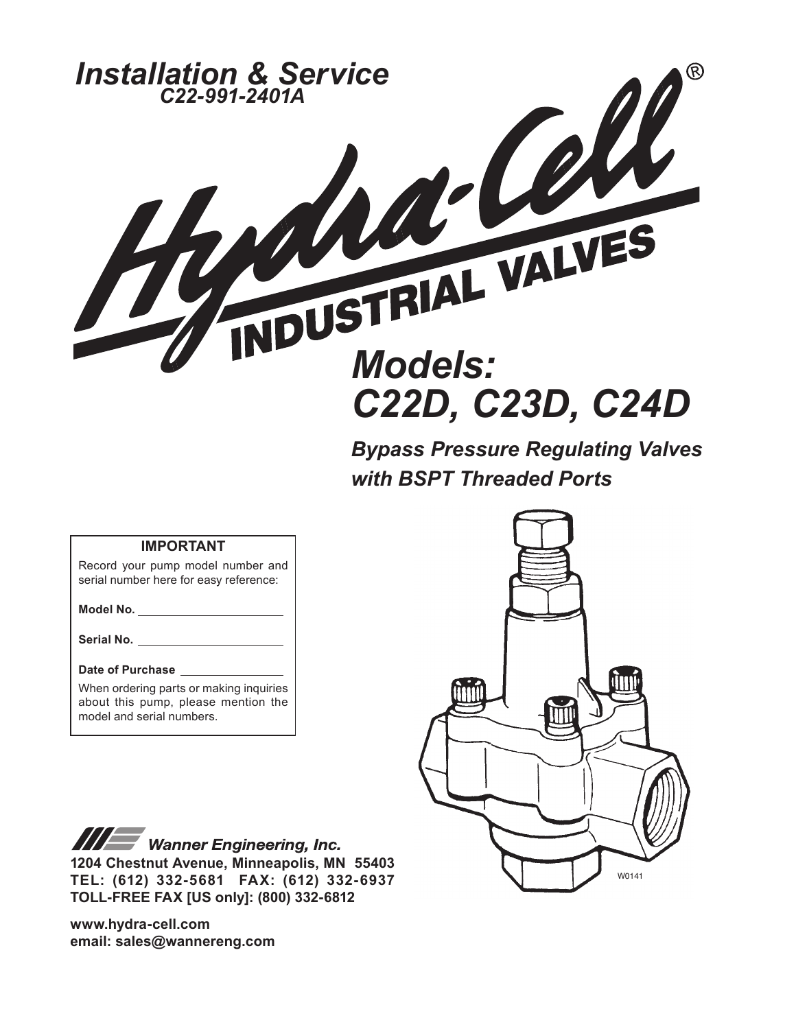# Installation & Service

*C22-991-2401A*

# Hydra-Cell® INDUSTRIAL VALVES

## *Models: C22D, C23D, C24D*

***Bypass Pressure Regulating Valves with BSPT Threaded Ports***

| IMPORTANT |
| --- |
| Record your pump model number and serial number here for easy reference: |
| **Model No.** ______________________ |
| **Serial No.** ______________________ |
| **Date of Purchase** ________________ |
| When ordering parts or making inquiries about this pump, please mention the model and serial numbers. |

W0141

***Wanner Engineering, Inc.***

**1204 Chestnut Avenue, Minneapolis, MN 55403**
**TEL: (612) 332-5681 FAX: (612) 332-6937**
**TOLL-FREE FAX [US only]: (800) 332-6812**

**www.hydra-cell.com**
**email: sales@wannereng.com**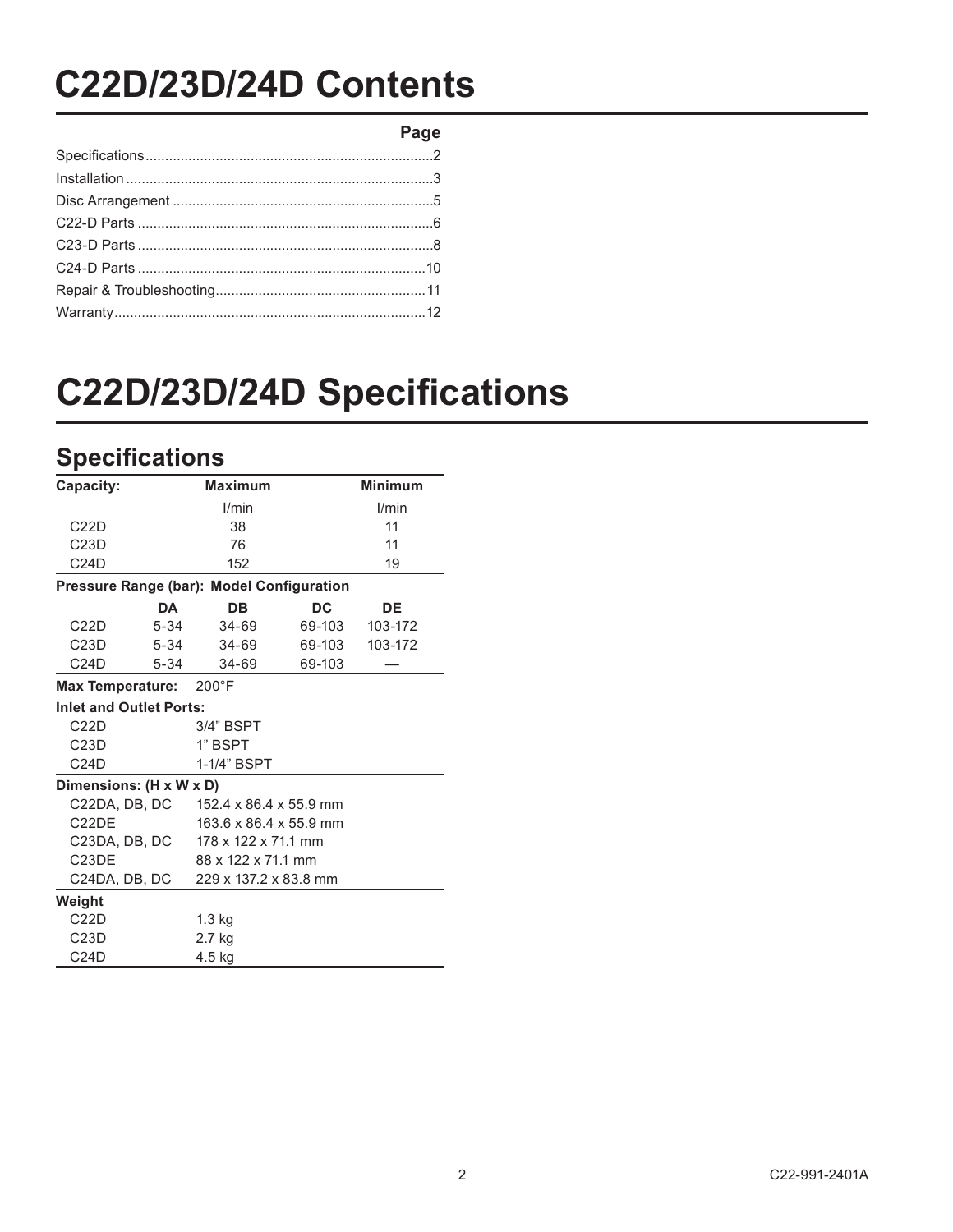// Note: the source lists C23DE height as 88 mm (vs. 178 mm for C23DA/DB/DC); reproduced as printed.
# C22D/23D/24D Contents

| | Page |
|---|---|
| Specifications | 2 |
| Installation | 3 |
| Disc Arrangement | 5 |
| C22-D Parts | 6 |
| C23-D Parts | 8 |
| C24-D Parts | 10 |
| Repair & Troubleshooting | 11 |
| Warranty | 12 |

# C22D/23D/24D Specifications

## Specifications

| **Capacity:** | | **Maximum** | | **Minimum** |
|---|---|---|---|---|
| | | l/min | | l/min |
| C22D | | 38 | | 11 |
| C23D | | 76 | | 11 |
| C24D | | 152 | | 19 |
| **Pressure Range (bar): Model Configuration** | | | | |
| | **DA** | **DB** | **DC** | **DE** |
| C22D | 5-34 | 34-69 | 69-103 | 103-172 |
| C23D | 5-34 | 34-69 | 69-103 | 103-172 |
| C24D | 5-34 | 34-69 | 69-103 | — |
| **Max Temperature:** | 200°F | | | |
| **Inlet and Outlet Ports:** | | | | |
| C22D | 3/4" BSPT | | | |
| C23D | 1" BSPT | | | |
| C24D | 1-1/4" BSPT | | | |
| **Dimensions: (H x W x D)** | | | | |
| C22DA, DB, DC | 152.4 x 86.4 x 55.9 mm | | | |
| C22DE | 163.6 x 86.4 x 55.9 mm | | | |
| C23DA, DB, DC | 178 x 122 x 71.1 mm | | | |
| C23DE | 88 x 122 x 71.1 mm | | | |
| C24DA, DB, DC | 229 x 137.2 x 83.8 mm | | | |
| **Weight** | | | | |
| C22D | 1.3 kg | | | |
| C23D | 2.7 kg | | | |
| C24D | 4.5 kg | | | |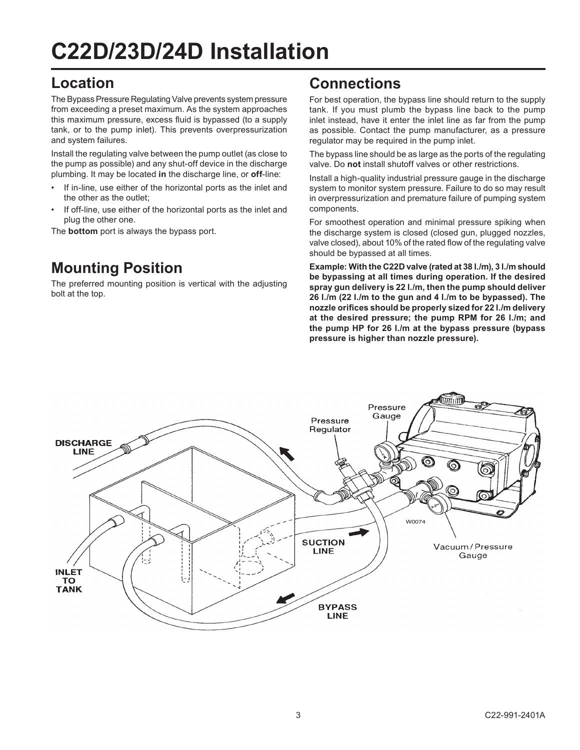# C22D/23D/24D Installation

## Location

The Bypass Pressure Regulating Valve prevents system pressure from exceeding a preset maximum. As the system approaches this maximum pressure, excess fluid is bypassed (to a supply tank, or to the pump inlet). This prevents overpressurization and system failures.

Install the regulating valve between the pump outlet (as close to the pump as possible) and any shut-off device in the discharge plumbing. It may be located **in** the discharge line, or **off**-line:

- If in-line, use either of the horizontal ports as the inlet and the other as the outlet;
- If off-line, use either of the horizontal ports as the inlet and plug the other one.

The **bottom** port is always the bypass port.

## Mounting Position

The preferred mounting position is vertical with the adjusting bolt at the top.

## Connections

For best operation, the bypass line should return to the supply tank. If you must plumb the bypass line back to the pump inlet instead, have it enter the inlet line as far from the pump as possible. Contact the pump manufacturer, as a pressure regulator may be required in the pump inlet.

The bypass line should be as large as the ports of the regulating valve. Do **not** install shutoff valves or other restrictions.

Install a high-quality industrial pressure gauge in the discharge system to monitor system pressure. Failure to do so may result in overpressurization and premature failure of pumping system components.

For smoothest operation and minimal pressure spiking when the discharge system is closed (closed gun, plugged nozzles, valve closed), about 10% of the rated flow of the regulating valve should be bypassed at all times.

**Example: With the C22D valve (rated at 38 l./m), 3 l./m should be bypassing at all times during operation. If the desired spray gun delivery is 22 l./m, then the pump should deliver 26 l./m (22 l./m to the gun and 4 l./m to be bypassed). The nozzle orifices should be properly sized for 22 l./m delivery at the desired pressure; the pump RPM for 26 l./m; and the pump HP for 26 l./m at the bypass pressure (bypass pressure is higher than nozzle pressure).**

DISCHARGE LINE

Pressure Regulator

Pressure Gauge

INLET TO TANK

SUCTION LINE

BYPASS LINE

Vacuum / Pressure Gauge

W0074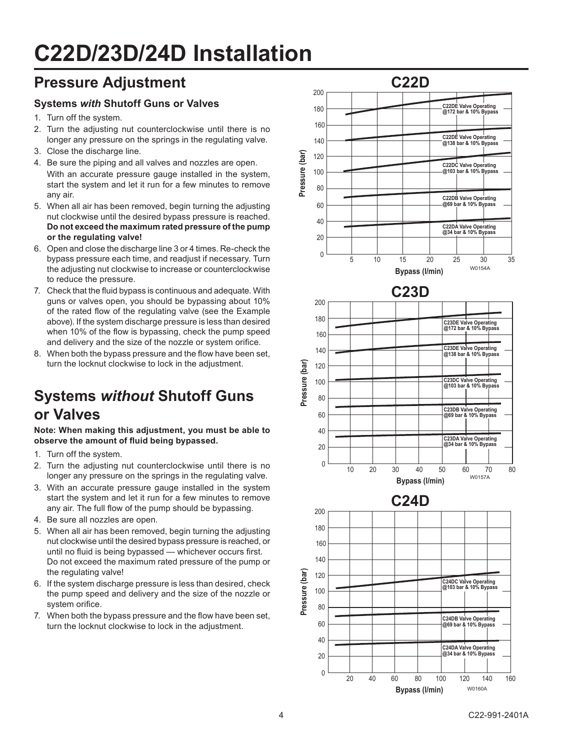# C22D/23D/24D Installation

## Pressure Adjustment

### Systems *with* Shutoff Guns or Valves

1. Turn off the system.
2. Turn the adjusting nut counterclockwise until there is no longer any pressure on the springs in the regulating valve.
3. Close the discharge line.
4. Be sure the piping and all valves and nozzles are open. With an accurate pressure gauge installed in the system, start the system and let it run for a few minutes to remove any air.
5. When all air has been removed, begin turning the adjusting nut clockwise until the desired bypass pressure is reached. **Do not exceed the maximum rated pressure of the pump or the regulating valve!**
6. Open and close the discharge line 3 or 4 times. Re-check the bypass pressure each time, and readjust if necessary. Turn the adjusting nut clockwise to increase or counterclockwise to reduce the pressure.
7. Check that the fluid bypass is continuous and adequate. With guns or valves open, you should be bypassing about 10% of the rated flow of the regulating valve (see the Example above). If the system discharge pressure is less than desired when 10% of the flow is bypassing, check the pump speed and delivery and the size of the nozzle or system orifice.
8. When both the bypass pressure and the flow have been set, turn the locknut clockwise to lock in the adjustment.

## Systems *without* Shutoff Guns or Valves

**Note: When making this adjustment, you must be able to observe the amount of fluid being bypassed.**

1. Turn off the system.
2. Turn the adjusting nut counterclockwise until there is no longer any pressure on the springs in the regulating valve.
3. With an accurate pressure gauge installed in the system start the system and let it run for a few minutes to remove any air. The full flow of the pump should be bypassing.
4. Be sure all nozzles are open.
5. When all air has been removed, begin turning the adjusting nut clockwise until the desired bypass pressure is reached, or until no fluid is being bypassed — whichever occurs first. Do not exceed the maximum rated pressure of the pump or the regulating valve!
6. If the system discharge pressure is less than desired, check the pump speed and delivery and the size of the nozzle or system orifice.
7. When both the bypass pressure and the flow have been set, turn the locknut clockwise to lock in the adjustment.

**C22D**

Pressure (bar) vs. Bypass (l/min)

- C22DE Valve Operating @172 bar & 10% Bypass
- C22DE Valve Operating @138 bar & 10% Bypass
- C22DC Valve Operating @103 bar & 10% Bypass
- C22DB Valve Operating @69 bar & 10% Bypass
- C22DA Valve Operating @34 bar & 10% Bypass

W0154A

**C23D**

Pressure (bar) vs. Bypass (l/min)

- C23DE Valve Operating @172 bar & 10% Bypass
- C23DE Valve Operating @138 bar & 10% Bypass
- C23DC Valve Operating @103 bar & 10% Bypass
- C23DB Valve Operating @69 bar & 10% Bypass
- C23DA Valve Operating @34 bar & 10% Bypass

W0157A

**C24D**

Pressure (bar) vs. Bypass (l/min)

- C24DC Valve Operating @103 bar & 10% Bypass
- C24DB Valve Operating @69 bar & 10% Bypass
- C24DA Valve Operating @34 bar & 10% Bypass

W0160A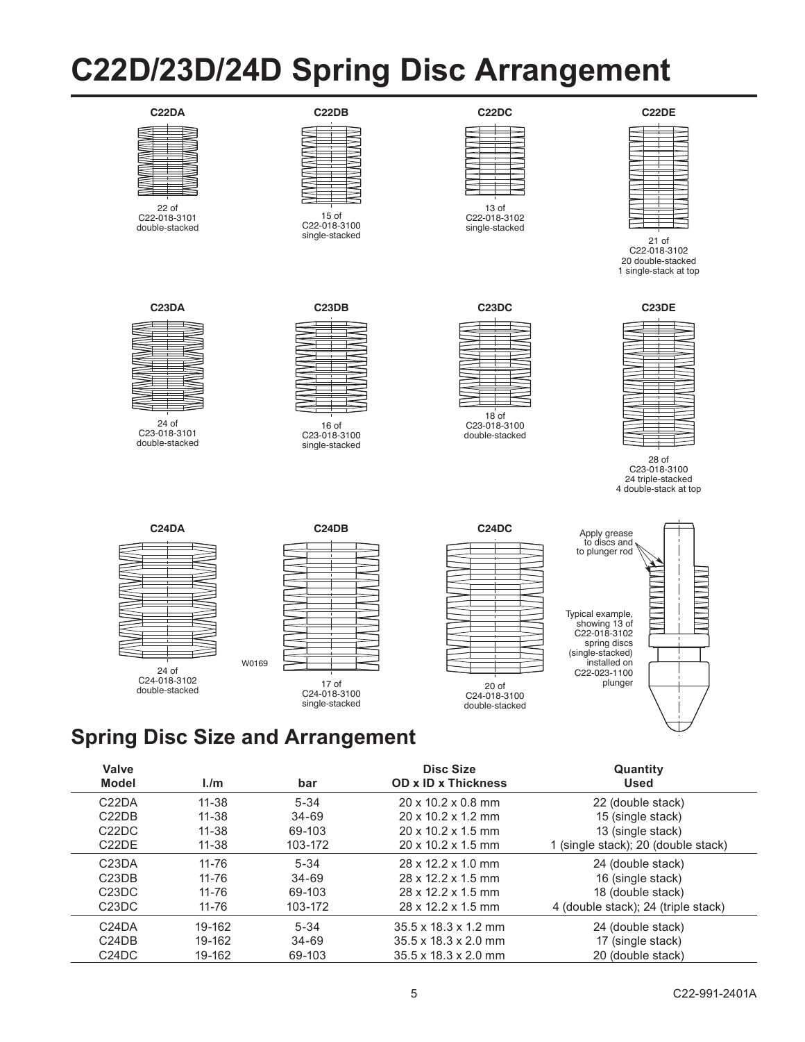# C22D/23D/24D Spring Disc Arrangement

**C22DA**

22 of
C22-018-3101
double-stacked

**C22DB**

15 of
C22-018-3100
single-stacked

**C22DC**

13 of
C22-018-3102
single-stacked

**C22DE**

21 of
C22-018-3102
20 double-stacked
1 single-stack at top

**C23DA**

24 of
C23-018-3101
double-stacked

**C23DB**

16 of
C23-018-3100
single-stacked

**C23DC**

18 of
C23-018-3100
double-stacked

**C23DE**

28 of
C23-018-3100
24 triple-stacked
4 double-stack at top

**C24DA**

24 of
C24-018-3102
double-stacked

**C24DB**

17 of
C24-018-3100
single-stacked

**C24DC**

20 of
C24-018-3100
double-stacked

Apply grease to discs and to plunger rod

Typical example, showing 13 of C22-018-3102 spring discs (single-stacked) installed on C22-023-1100 plunger

W0169

## Spring Disc Size and Arrangement

| Valve Model | l./m | bar | Disc Size OD x ID x Thickness | Quantity Used |
|---|---|---|---|---|
| C22DA | 11-38 | 5-34 | 20 x 10.2 x 0.8 mm | 22 (double stack) |
| C22DB | 11-38 | 34-69 | 20 x 10.2 x 1.2 mm | 15 (single stack) |
| C22DC | 11-38 | 69-103 | 20 x 10.2 x 1.5 mm | 13 (single stack) |
| C22DE | 11-38 | 103-172 | 20 x 10.2 x 1.5 mm | 1 (single stack); 20 (double stack) |
| C23DA | 11-76 | 5-34 | 28 x 12.2 x 1.0 mm | 24 (double stack) |
| C23DB | 11-76 | 34-69 | 28 x 12.2 x 1.5 mm | 16 (single stack) |
| C23DC | 11-76 | 69-103 | 28 x 12.2 x 1.5 mm | 18 (double stack) |
| C23DC | 11-76 | 103-172 | 28 x 12.2 x 1.5 mm | 4 (double stack); 24 (triple stack) |
| C24DA | 19-162 | 5-34 | 35.5 x 18.3 x 1.2 mm | 24 (double stack) |
| C24DB | 19-162 | 34-69 | 35.5 x 18.3 x 2.0 mm | 17 (single stack) |
| C24DC | 19-162 | 69-103 | 35.5 x 18.3 x 2.0 mm | 20 (double stack) |

C22-991-2401A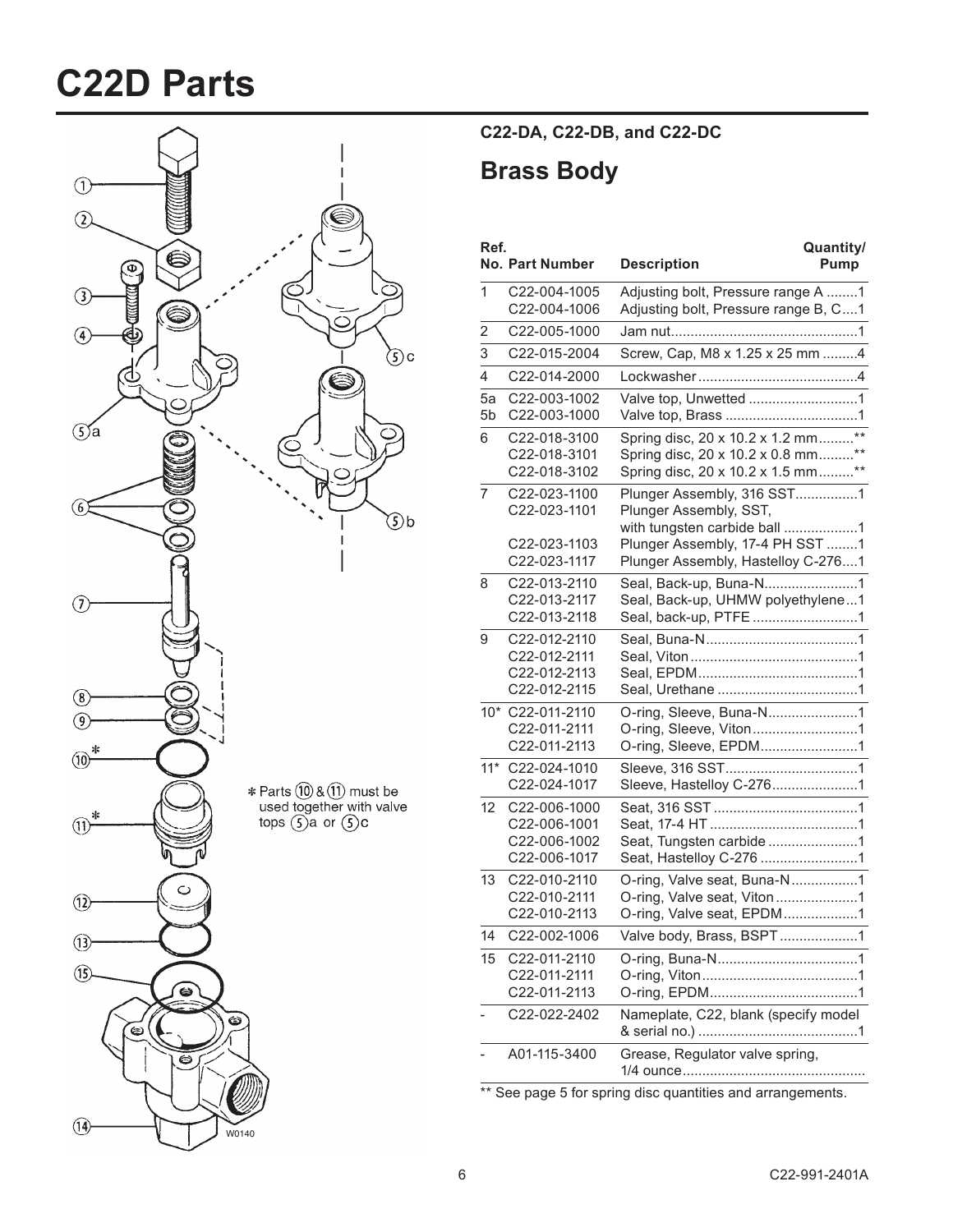# C22D Parts

### C22-DA, C22-DB, and C22-DC

## Brass Body

| Ref. No. | Part Number | Description | Quantity/ Pump |
|---|---|---|---|
| 1 | C22-004-1005 | Adjusting bolt, Pressure range A | 1 |
| | C22-004-1006 | Adjusting bolt, Pressure range B, C | 1 |
| 2 | C22-005-1000 | Jam nut | 1 |
| 3 | C22-015-2004 | Screw, Cap, M8 x 1.25 x 25 mm | 4 |
| 4 | C22-014-2000 | Lockwasher | 4 |
| 5a | C22-003-1002 | Valve top, Unwetted | 1 |
| 5b | C22-003-1000 | Valve top, Brass | 1 |
| 6 | C22-018-3100 | Spring disc, 20 x 10.2 x 1.2 mm | ** |
| | C22-018-3101 | Spring disc, 20 x 10.2 x 0.8 mm | ** |
| | C22-018-3102 | Spring disc, 20 x 10.2 x 1.5 mm | ** |
| 7 | C22-023-1100 | Plunger Assembly, 316 SST | 1 |
| | C22-023-1101 | Plunger Assembly, SST, with tungsten carbide ball | 1 |
| | C22-023-1103 | Plunger Assembly, 17-4 PH SST | 1 |
| | C22-023-1117 | Plunger Assembly, Hastelloy C-276 | 1 |
| 8 | C22-013-2110 | Seal, Back-up, Buna-N | 1 |
| | C22-013-2117 | Seal, Back-up, UHMW polyethylene | 1 |
| | C22-013-2118 | Seal, back-up, PTFE | 1 |
| 9 | C22-012-2110 | Seal, Buna-N | 1 |
| | C22-012-2111 | Seal, Viton | 1 |
| | C22-012-2113 | Seal, EPDM | 1 |
| | C22-012-2115 | Seal, Urethane | 1 |
| 10* | C22-011-2110 | O-ring, Sleeve, Buna-N | 1 |
| | C22-011-2111 | O-ring, Sleeve, Viton | 1 |
| | C22-011-2113 | O-ring, Sleeve, EPDM | 1 |
| 11* | C22-024-1010 | Sleeve, 316 SST | 1 |
| | C22-024-1017 | Sleeve, Hastelloy C-276 | 1 |
| 12 | C22-006-1000 | Seat, 316 SST | 1 |
| | C22-006-1001 | Seat, 17-4 HT | 1 |
| | C22-006-1002 | Seat, Tungsten carbide | 1 |
| | C22-006-1017 | Seat, Hastelloy C-276 | 1 |
| 13 | C22-010-2110 | O-ring, Valve seat, Buna-N | 1 |
| | C22-010-2111 | O-ring, Valve seat, Viton | 1 |
| | C22-010-2113 | O-ring, Valve seat, EPDM | 1 |
| 14 | C22-002-1006 | Valve body, Brass, BSPT | 1 |
| 15 | C22-011-2110 | O-ring, Buna-N | 1 |
| | C22-011-2111 | O-ring, Viton | 1 |
| | C22-011-2113 | O-ring, EPDM | 1 |
| - | C22-022-2402 | Nameplate, C22, blank (specify model & serial no.) | 1 |
| - | A01-115-3400 | Grease, Regulator valve spring, 1/4 ounce | |

** See page 5 for spring disc quantities and arrangements.

* Parts (10) & (11) must be used together with valve tops (5)a or (5)c

W0140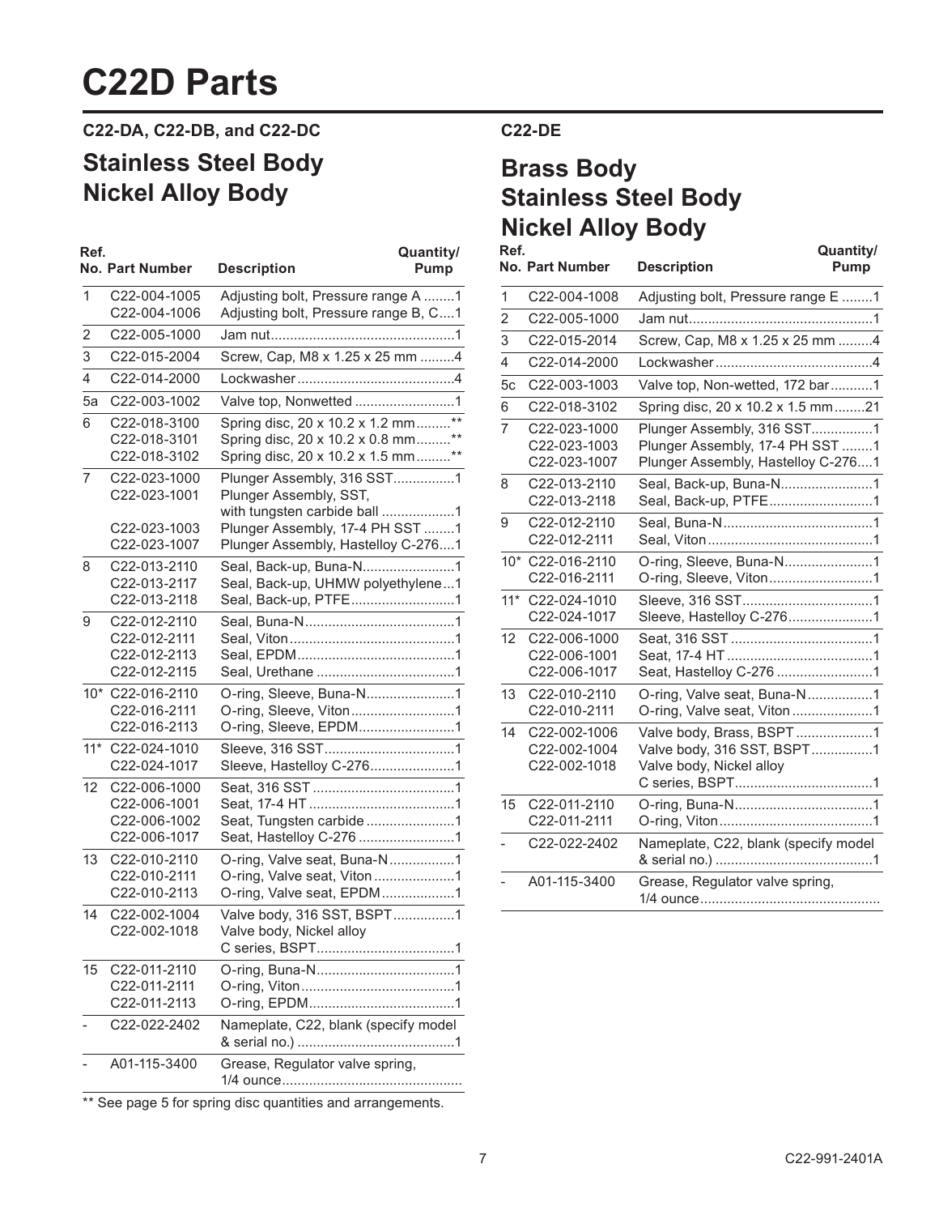# C22D Parts

### C22-DA, C22-DB, and C22-DC

## Stainless Steel Body
## Nickel Alloy Body

| Ref. No. | Part Number | Description | Quantity/ Pump |
|---|---|---|---|
| 1 | C22-004-1005 | Adjusting bolt, Pressure range A | 1 |
| | C22-004-1006 | Adjusting bolt, Pressure range B, C | 1 |
| 2 | C22-005-1000 | Jam nut | 1 |
| 3 | C22-015-2004 | Screw, Cap, M8 x 1.25 x 25 mm | 4 |
| 4 | C22-014-2000 | Lockwasher | 4 |
| 5a | C22-003-1002 | Valve top, Nonwetted | 1 |
| 6 | C22-018-3100 | Spring disc, 20 x 10.2 x 1.2 mm | ** |
| | C22-018-3101 | Spring disc, 20 x 10.2 x 0.8 mm | ** |
| | C22-018-3102 | Spring disc, 20 x 10.2 x 1.5 mm | ** |
| 7 | C22-023-1000 | Plunger Assembly, 316 SST | 1 |
| | C22-023-1001 | Plunger Assembly, SST, with tungsten carbide ball | 1 |
| | C22-023-1003 | Plunger Assembly, 17-4 PH SST | 1 |
| | C22-023-1007 | Plunger Assembly, Hastelloy C-276 | 1 |
| 8 | C22-013-2110 | Seal, Back-up, Buna-N | 1 |
| | C22-013-2117 | Seal, Back-up, UHMW polyethylene | 1 |
| | C22-013-2118 | Seal, Back-up, PTFE | 1 |
| 9 | C22-012-2110 | Seal, Buna-N | 1 |
| | C22-012-2111 | Seal, Viton | 1 |
| | C22-012-2113 | Seal, EPDM | 1 |
| | C22-012-2115 | Seal, Urethane | 1 |
| 10* | C22-016-2110 | O-ring, Sleeve, Buna-N | 1 |
| | C22-016-2111 | O-ring, Sleeve, Viton | 1 |
| | C22-016-2113 | O-ring, Sleeve, EPDM | 1 |
| 11* | C22-024-1010 | Sleeve, 316 SST | 1 |
| | C22-024-1017 | Sleeve, Hastelloy C-276 | 1 |
| 12 | C22-006-1000 | Seat, 316 SST | 1 |
| | C22-006-1001 | Seat, 17-4 HT | 1 |
| | C22-006-1002 | Seat, Tungsten carbide | 1 |
| | C22-006-1017 | Seat, Hastelloy C-276 | 1 |
| 13 | C22-010-2110 | O-ring, Valve seat, Buna-N | 1 |
| | C22-010-2111 | O-ring, Valve seat, Viton | 1 |
| | C22-010-2113 | O-ring, Valve seat, EPDM | 1 |
| 14 | C22-002-1004 | Valve body, 316 SST, BSPT | 1 |
| | C22-002-1018 | Valve body, Nickel alloy C series, BSPT | 1 |
| 15 | C22-011-2110 | O-ring, Buna-N | 1 |
| | C22-011-2111 | O-ring, Viton | 1 |
| | C22-011-2113 | O-ring, EPDM | 1 |
| - | C22-022-2402 | Nameplate, C22, blank (specify model & serial no.) | 1 |
| - | A01-115-3400 | Grease, Regulator valve spring, 1/4 ounce | |

** See page 5 for spring disc quantities and arrangements.

### C22-DE

## Brass Body
## Stainless Steel Body
## Nickel Alloy Body

| Ref. No. | Part Number | Description | Quantity/ Pump |
|---|---|---|---|
| 1 | C22-004-1008 | Adjusting bolt, Pressure range E | 1 |
| 2 | C22-005-1000 | Jam nut | 1 |
| 3 | C22-015-2014 | Screw, Cap, M8 x 1.25 x 25 mm | 4 |
| 4 | C22-014-2000 | Lockwasher | 4 |
| 5c | C22-003-1003 | Valve top, Non-wetted, 172 bar | 1 |
| 6 | C22-018-3102 | Spring disc, 20 x 10.2 x 1.5 mm | 21 |
| 7 | C22-023-1000 | Plunger Assembly, 316 SST | 1 |
| | C22-023-1003 | Plunger Assembly, 17-4 PH SST | 1 |
| | C22-023-1007 | Plunger Assembly, Hastelloy C-276 | 1 |
| 8 | C22-013-2110 | Seal, Back-up, Buna-N | 1 |
| | C22-013-2118 | Seal, Back-up, PTFE | 1 |
| 9 | C22-012-2110 | Seal, Buna-N | 1 |
| | C22-012-2111 | Seal, Viton | 1 |
| 10* | C22-016-2110 | O-ring, Sleeve, Buna-N | 1 |
| | C22-016-2111 | O-ring, Sleeve, Viton | 1 |
| 11* | C22-024-1010 | Sleeve, 316 SST | 1 |
| | C22-024-1017 | Sleeve, Hastelloy C-276 | 1 |
| 12 | C22-006-1000 | Seat, 316 SST | 1 |
| | C22-006-1001 | Seat, 17-4 HT | 1 |
| | C22-006-1017 | Seat, Hastelloy C-276 | 1 |
| 13 | C22-010-2110 | O-ring, Valve seat, Buna-N | 1 |
| | C22-010-2111 | O-ring, Valve seat, Viton | 1 |
| 14 | C22-002-1006 | Valve body, Brass, BSPT | 1 |
| | C22-002-1004 | Valve body, 316 SST, BSPT | 1 |
| | C22-002-1018 | Valve body, Nickel alloy C series, BSPT | 1 |
| 15 | C22-011-2110 | O-ring, Buna-N | 1 |
| | C22-011-2111 | O-ring, Viton | 1 |
| - | C22-022-2402 | Nameplate, C22, blank (specify model & serial no.) | 1 |
| - | A01-115-3400 | Grease, Regulator valve spring, 1/4 ounce | |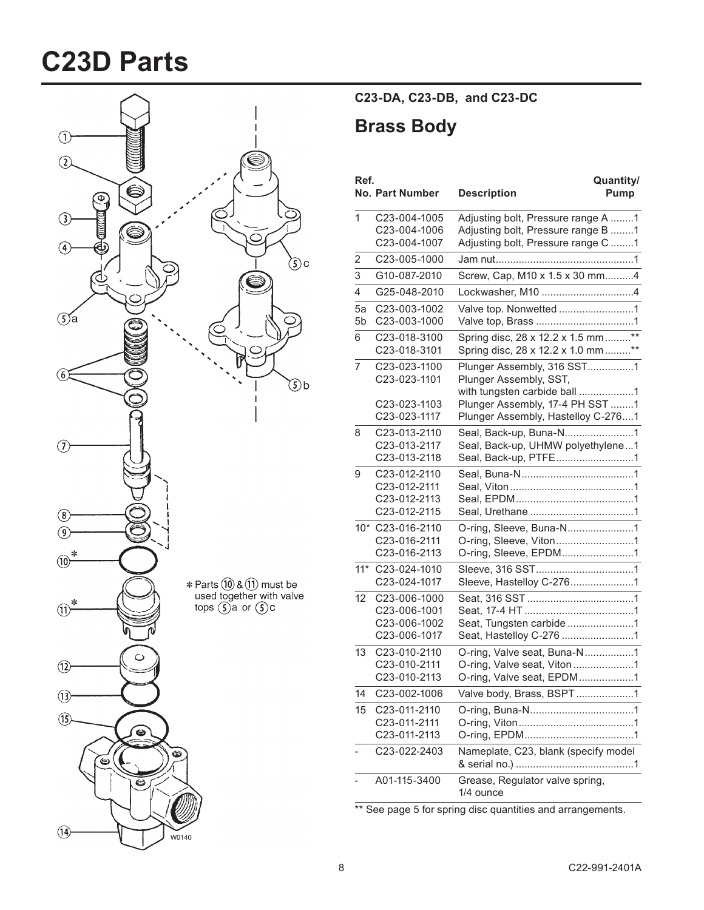# C23D Parts

* Parts (10) & (11) must be used together with valve tops (5)a or (5)c

W0140

### C23-DA, C23-DB, and C23-DC

## Brass Body

| Ref. No. | Part Number | Description | Quantity/ Pump |
|---|---|---|---|
| 1 | C23-004-1005 | Adjusting bolt, Pressure range A | 1 |
| | C23-004-1006 | Adjusting bolt, Pressure range B | 1 |
| | C23-004-1007 | Adjusting bolt, Pressure range C | 1 |
| 2 | C23-005-1000 | Jam nut | 1 |
| 3 | G10-087-2010 | Screw, Cap, M10 x 1.5 x 30 mm | 4 |
| 4 | G25-048-2010 | Lockwasher, M10 | 4 |
| 5a | C23-003-1002 | Valve top. Nonwetted | 1 |
| 5b | C23-003-1000 | Valve top, Brass | 1 |
| 6 | C23-018-3100 | Spring disc, 28 x 12.2 x 1.5 mm | ** |
| | C23-018-3101 | Spring disc, 28 x 12.2 x 1.0 mm | ** |
| 7 | C23-023-1100 | Plunger Assembly, 316 SST | 1 |
| | C23-023-1101 | Plunger Assembly, SST, with tungsten carbide ball | 1 |
| | C23-023-1103 | Plunger Assembly, 17-4 PH SST | 1 |
| | C23-023-1117 | Plunger Assembly, Hastelloy C-276 | 1 |
| 8 | C23-013-2110 | Seal, Back-up, Buna-N | 1 |
| | C23-013-2117 | Seal, Back-up, UHMW polyethylene | 1 |
| | C23-013-2118 | Seal, Back-up, PTFE | 1 |
| 9 | C23-012-2110 | Seal, Buna-N | 1 |
| | C23-012-2111 | Seal, Viton | 1 |
| | C23-012-2113 | Seal, EPDM | 1 |
| | C23-012-2115 | Seal, Urethane | 1 |
| 10* | C23-016-2110 | O-ring, Sleeve, Buna-N | 1 |
| | C23-016-2111 | O-ring, Sleeve, Viton | 1 |
| | C23-016-2113 | O-ring, Sleeve, EPDM | 1 |
| 11* | C23-024-1010 | Sleeve, 316 SST | 1 |
| | C23-024-1017 | Sleeve, Hastelloy C-276 | 1 |
| 12 | C23-006-1000 | Seat, 316 SST | 1 |
| | C23-006-1001 | Seat, 17-4 HT | 1 |
| | C23-006-1002 | Seat, Tungsten carbide | 1 |
| | C23-006-1017 | Seat, Hastelloy C-276 | 1 |
| 13 | C23-010-2110 | O-ring, Valve seat, Buna-N | 1 |
| | C23-010-2111 | O-ring, Valve seat, Viton | 1 |
| | C23-010-2113 | O-ring, Valve seat, EPDM | 1 |
| 14 | C23-002-1006 | Valve body, Brass, BSPT | 1 |
| 15 | C23-011-2110 | O-ring, Buna-N | 1 |
| | C23-011-2111 | O-ring, Viton | 1 |
| | C23-011-2113 | O-ring, EPDM | 1 |
| - | C23-022-2403 | Nameplate, C23, blank (specify model & serial no.) | 1 |
| - | A01-115-3400 | Grease, Regulator valve spring, 1/4 ounce | |

** See page 5 for spring disc quantities and arrangements.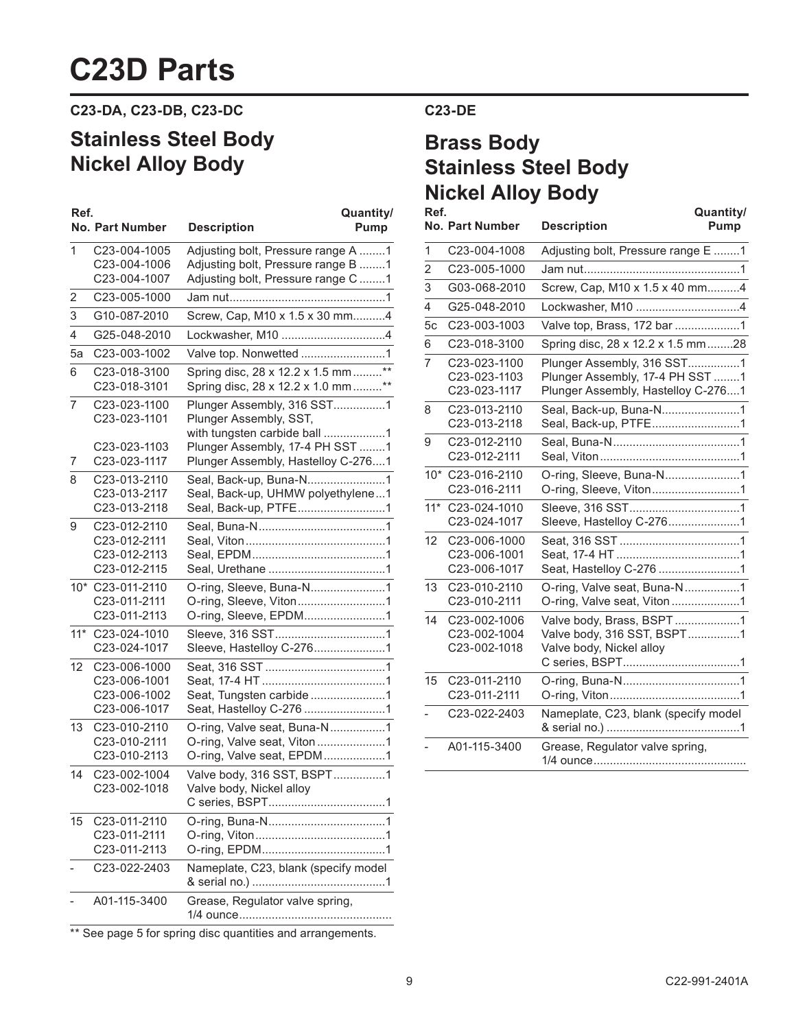# C23D Parts

## C23-DA, C23-DB, C23-DC

## Stainless Steel Body
## Nickel Alloy Body

| Ref. No. | Part Number | Description | Quantity/ Pump |
|---|---|---|---|
| 1 | C23-004-1005 | Adjusting bolt, Pressure range A | 1 |
| | C23-004-1006 | Adjusting bolt, Pressure range B | 1 |
| | C23-004-1007 | Adjusting bolt, Pressure range C | 1 |
| 2 | C23-005-1000 | Jam nut | 1 |
| 3 | G10-087-2010 | Screw, Cap, M10 x 1.5 x 30 mm | 4 |
| 4 | G25-048-2010 | Lockwasher, M10 | 4 |
| 5a | C23-003-1002 | Valve top. Nonwetted | 1 |
| 6 | C23-018-3100 | Spring disc, 28 x 12.2 x 1.5 mm | ** |
| | C23-018-3101 | Spring disc, 28 x 12.2 x 1.0 mm | ** |
| 7 | C23-023-1100 | Plunger Assembly, 316 SST | 1 |
| | C23-023-1101 | Plunger Assembly, SST, with tungsten carbide ball | 1 |
| | C23-023-1103 | Plunger Assembly, 17-4 PH SST | 1 |
| 7 | C23-023-1117 | Plunger Assembly, Hastelloy C-276 | 1 |
| 8 | C23-013-2110 | Seal, Back-up, Buna-N | 1 |
| | C23-013-2117 | Seal, Back-up, UHMW polyethylene | 1 |
| | C23-013-2118 | Seal, Back-up, PTFE | 1 |
| 9 | C23-012-2110 | Seal, Buna-N | 1 |
| | C23-012-2111 | Seal, Viton | 1 |
| | C23-012-2113 | Seal, EPDM | 1 |
| | C23-012-2115 | Seal, Urethane | 1 |
| 10* | C23-011-2110 | O-ring, Sleeve, Buna-N | 1 |
| | C23-011-2111 | O-ring, Sleeve, Viton | 1 |
| | C23-011-2113 | O-ring, Sleeve, EPDM | 1 |
| 11* | C23-024-1010 | Sleeve, 316 SST | 1 |
| | C23-024-1017 | Sleeve, Hastelloy C-276 | 1 |
| 12 | C23-006-1000 | Seat, 316 SST | 1 |
| | C23-006-1001 | Seat, 17-4 HT | 1 |
| | C23-006-1002 | Seat, Tungsten carbide | 1 |
| | C23-006-1017 | Seat, Hastelloy C-276 | 1 |
| 13 | C23-010-2110 | O-ring, Valve seat, Buna-N | 1 |
| | C23-010-2111 | O-ring, Valve seat, Viton | 1 |
| | C23-010-2113 | O-ring, Valve seat, EPDM | 1 |
| 14 | C23-002-1004 | Valve body, 316 SST, BSPT | 1 |
| | C23-002-1018 | Valve body, Nickel alloy C series, BSPT | 1 |
| 15 | C23-011-2110 | O-ring, Buna-N | 1 |
| | C23-011-2111 | O-ring, Viton | 1 |
| | C23-011-2113 | O-ring, EPDM | 1 |
| - | C23-022-2403 | Nameplate, C23, blank (specify model & serial no.) | 1 |
| - | A01-115-3400 | Grease, Regulator valve spring, 1/4 ounce | |

** See page 5 for spring disc quantities and arrangements.

## C23-DE

## Brass Body
## Stainless Steel Body
## Nickel Alloy Body

| Ref. No. | Part Number | Description | Quantity/ Pump |
|---|---|---|---|
| 1 | C23-004-1008 | Adjusting bolt, Pressure range E | 1 |
| 2 | C23-005-1000 | Jam nut | 1 |
| 3 | G03-068-2010 | Screw, Cap, M10 x 1.5 x 40 mm | 4 |
| 4 | G25-048-2010 | Lockwasher, M10 | 4 |
| 5c | C23-003-1003 | Valve top, Brass, 172 bar | 1 |
| 6 | C23-018-3100 | Spring disc, 28 x 12.2 x 1.5 mm | 28 |
| 7 | C23-023-1100 | Plunger Assembly, 316 SST | 1 |
| | C23-023-1103 | Plunger Assembly, 17-4 PH SST | 1 |
| | C23-023-1117 | Plunger Assembly, Hastelloy C-276 | 1 |
| 8 | C23-013-2110 | Seal, Back-up, Buna-N | 1 |
| | C23-013-2118 | Seal, Back-up, PTFE | 1 |
| 9 | C23-012-2110 | Seal, Buna-N | 1 |
| | C23-012-2111 | Seal, Viton | 1 |
| 10* | C23-016-2110 | O-ring, Sleeve, Buna-N | 1 |
| | C23-016-2111 | O-ring, Sleeve, Viton | 1 |
| 11* | C23-024-1010 | Sleeve, 316 SST | 1 |
| | C23-024-1017 | Sleeve, Hastelloy C-276 | 1 |
| 12 | C23-006-1000 | Seat, 316 SST | 1 |
| | C23-006-1001 | Seat, 17-4 HT | 1 |
| | C23-006-1017 | Seat, Hastelloy C-276 | 1 |
| 13 | C23-010-2110 | O-ring, Valve seat, Buna-N | 1 |
| | C23-010-2111 | O-ring, Valve seat, Viton | 1 |
| 14 | C23-002-1006 | Valve body, Brass, BSPT | 1 |
| | C23-002-1004 | Valve body, 316 SST, BSPT | 1 |
| | C23-002-1018 | Valve body, Nickel alloy C series, BSPT | 1 |
| 15 | C23-011-2110 | O-ring, Buna-N | 1 |
| | C23-011-2111 | O-ring, Viton | 1 |
| - | C23-022-2403 | Nameplate, C23, blank (specify model & serial no.) | 1 |
| - | A01-115-3400 | Grease, Regulator valve spring, 1/4 ounce | |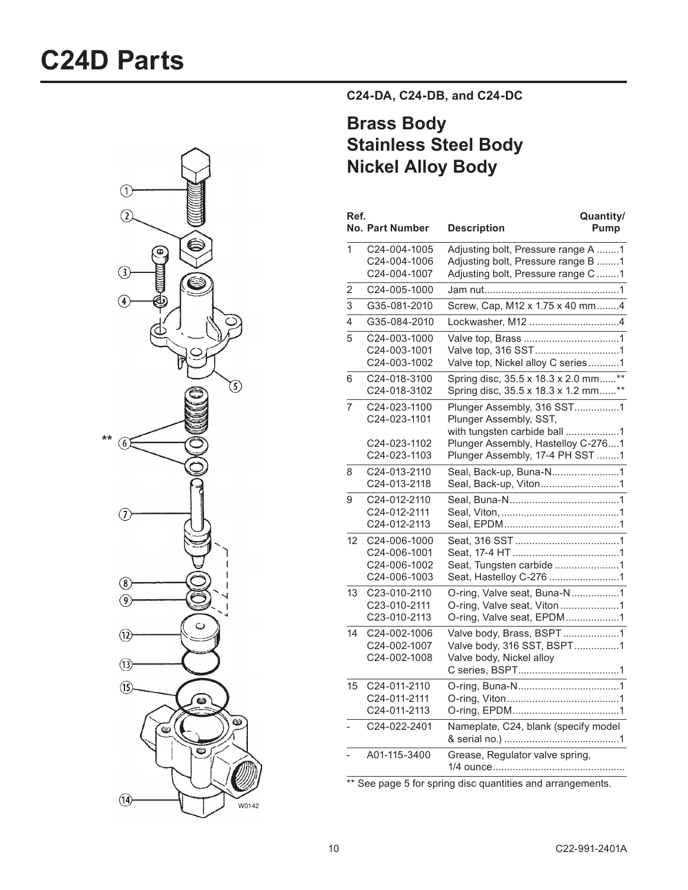# C24D Parts

**C24-DA, C24-DB, and C24-DC**

## Brass Body
## Stainless Steel Body
## Nickel Alloy Body

| Ref. No. | Part Number | Description | Quantity/ Pump |
|---|---|---|---|
| 1 | C24-004-1005 | Adjusting bolt, Pressure range A | 1 |
| | C24-004-1006 | Adjusting bolt, Pressure range B | 1 |
| | C24-004-1007 | Adjusting bolt, Pressure range C | 1 |
| 2 | C24-005-1000 | Jam nut | 1 |
| 3 | G35-081-2010 | Screw, Cap, M12 x 1.75 x 40 mm | 4 |
| 4 | G35-084-2010 | Lockwasher, M12 | 4 |
| 5 | C24-003-1000 | Valve top, Brass | 1 |
| | C24-003-1001 | Valve top, 316 SST | 1 |
| | C24-003-1002 | Valve top, Nickel alloy C series | 1 |
| 6 | C24-018-3100 | Spring disc, 35.5 x 18.3 x 2.0 mm | ** |
| | C24-018-3102 | Spring disc, 35.5 x 18.3 x 1.2 mm | ** |
| 7 | C24-023-1100 | Plunger Assembly, 316 SST | 1 |
| | C24-023-1101 | Plunger Assembly, SST, with tungsten carbide ball | 1 |
| | C24-023-1102 | Plunger Assembly, Hastelloy C-276 | 1 |
| | C24-023-1103 | Plunger Assembly, 17-4 PH SST | 1 |
| 8 | C24-013-2110 | Seal, Back-up, Buna-N | 1 |
| | C24-013-2118 | Seal, Back-up, Viton | 1 |
| 9 | C24-012-2110 | Seal, Buna-N | 1 |
| | C24-012-2111 | Seal, Viton, | 1 |
| | C24-012-2113 | Seal, EPDM | 1 |
| 12 | C24-006-1000 | Seat, 316 SST | 1 |
| | C24-006-1001 | Seat, 17-4 HT | 1 |
| | C24-006-1002 | Seat, Tungsten carbide | 1 |
| | C24-006-1003 | Seat, Hastelloy C-276 | 1 |
| 13 | C23-010-2110 | O-ring, Valve seat, Buna-N | 1 |
| | C23-010-2111 | O-ring, Valve seat, Viton | 1 |
| | C23-010-2113 | O-ring, Valve seat, EPDM | 1 |
| 14 | C24-002-1006 | Valve body, Brass, BSPT | 1 |
| | C24-002-1007 | Valve body, 316 SST, BSPT | 1 |
| | C24-002-1008 | Valve body, Nickel alloy C series, BSPT | 1 |
| 15 | C24-011-2110 | O-ring, Buna-N | 1 |
| | C24-011-2111 | O-ring, Viton | 1 |
| | C24-011-2113 | O-ring, EPDM | 1 |
| - | C24-022-2401 | Nameplate, C24, blank (specify model & serial no.) | 1 |
| - | A01-115-3400 | Grease, Regulator valve spring, 1/4 ounce | |

** See page 5 for spring disc quantities and arrangements.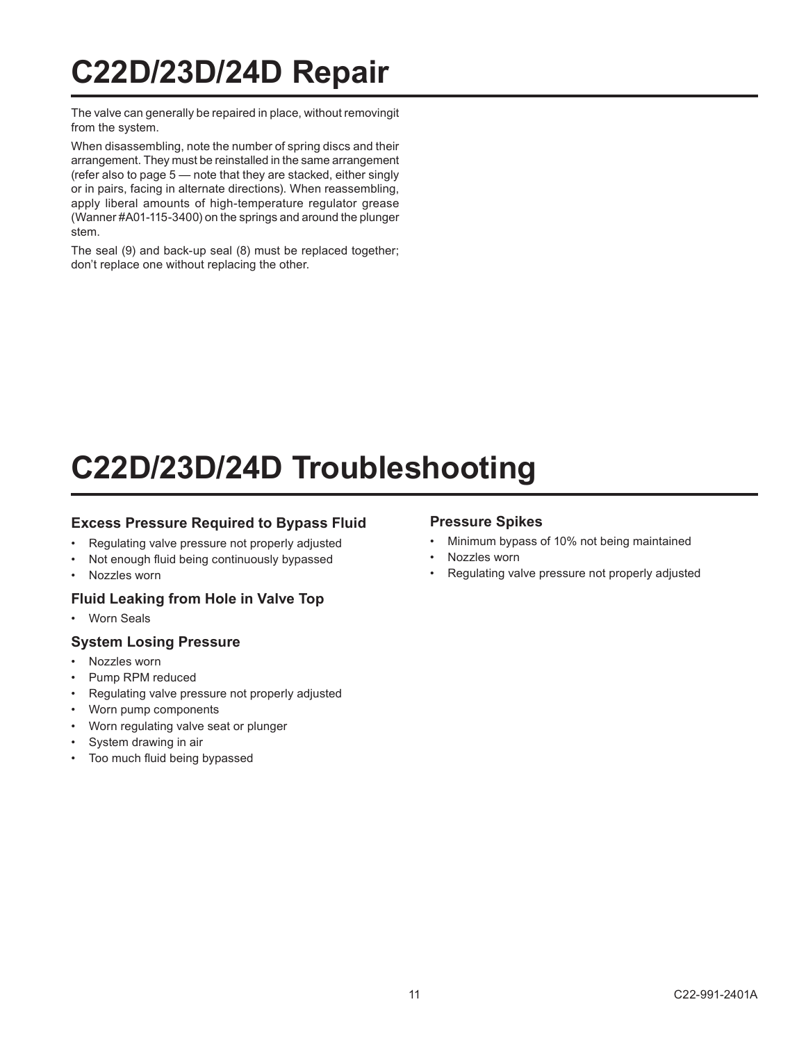# C22D/23D/24D Repair

The valve can generally be repaired in place, without removingit from the system.

When disassembling, note the number of spring discs and their arrangement. They must be reinstalled in the same arrangement (refer also to page 5 — note that they are stacked, either singly or in pairs, facing in alternate directions). When reassembling, apply liberal amounts of high-temperature regulator grease (Wanner #A01-115-3400) on the springs and around the plunger stem.

The seal (9) and back-up seal (8) must be replaced together; don't replace one without replacing the other.

# C22D/23D/24D Troubleshooting

### Excess Pressure Required to Bypass Fluid

- Regulating valve pressure not properly adjusted
- Not enough fluid being continuously bypassed
- Nozzles worn

### Fluid Leaking from Hole in Valve Top

- Worn Seals

### System Losing Pressure

- Nozzles worn
- Pump RPM reduced
- Regulating valve pressure not properly adjusted
- Worn pump components
- Worn regulating valve seat or plunger
- System drawing in air
- Too much fluid being bypassed

### Pressure Spikes

- Minimum bypass of 10% not being maintained
- Nozzles worn
- Regulating valve pressure not properly adjusted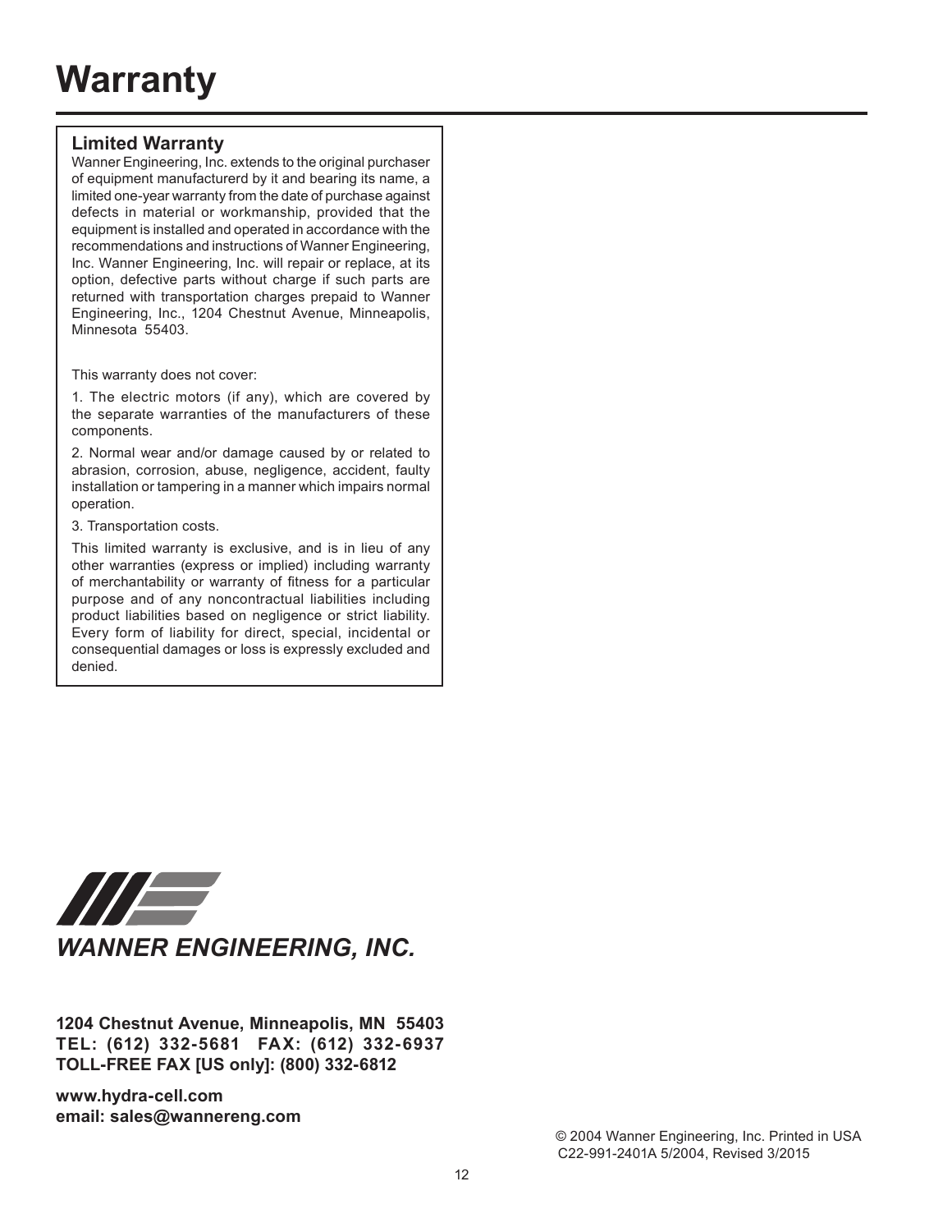# Warranty

## Limited Warranty

Wanner Engineering, Inc. extends to the original purchaser of equipment manufacturerd by it and bearing its name, a limited one-year warranty from the date of purchase against defects in material or workmanship, provided that the equipment is installed and operated in accordance with the recommendations and instructions of Wanner Engineering, Inc. Wanner Engineering, Inc. will repair or replace, at its option, defective parts without charge if such parts are returned with transportation charges prepaid to Wanner Engineering, Inc., 1204 Chestnut Avenue, Minneapolis, Minnesota 55403.

This warranty does not cover:

1. The electric motors (if any), which are covered by the separate warranties of the manufacturers of these components.

2. Normal wear and/or damage caused by or related to abrasion, corrosion, abuse, negligence, accident, faulty installation or tampering in a manner which impairs normal operation.

3. Transportation costs.

This limited warranty is exclusive, and is in lieu of any other warranties (express or implied) including warranty of merchantability or warranty of fitness for a particular purpose and of any noncontractual liabilities including product liabilities based on negligence or strict liability. Every form of liability for direct, special, incidental or consequential damages or loss is expressly excluded and denied.

***WANNER ENGINEERING, INC.***

**1204 Chestnut Avenue, Minneapolis, MN 55403**
**TEL: (612) 332-5681 FAX: (612) 332-6937**
**TOLL-FREE FAX [US only]: (800) 332-6812**

**www.hydra-cell.com**
**email: sales@wannereng.com**

© 2004 Wanner Engineering, Inc. Printed in USA
C22-991-2401A 5/2004, Revised 3/2015